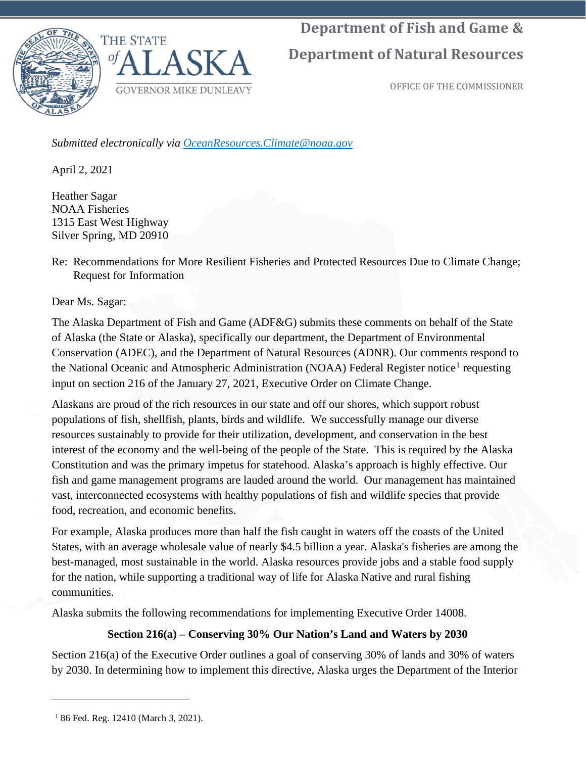# Department of Fish and Game & Department of Natural Resources

THE STATE of ALASKA

GOVERNOR MIKE DUNLEAVY

OFFICE OF THE COMMISSIONER

*Submitted electronically via OceanResources.Climate@noaa.gov*

April 2, 2021

Heather Sagar
NOAA Fisheries
1315 East West Highway
Silver Spring, MD 20910

Re: Recommendations for More Resilient Fisheries and Protected Resources Due to Climate Change; Request for Information

Dear Ms. Sagar:

The Alaska Department of Fish and Game (ADF&G) submits these comments on behalf of the State of Alaska (the State or Alaska), specifically our department, the Department of Environmental Conservation (ADEC), and the Department of Natural Resources (ADNR). Our comments respond to the National Oceanic and Atmospheric Administration (NOAA) Federal Register notice[1] requesting input on section 216 of the January 27, 2021, Executive Order on Climate Change.

Alaskans are proud of the rich resources in our state and off our shores, which support robust populations of fish, shellfish, plants, birds and wildlife. We successfully manage our diverse resources sustainably to provide for their utilization, development, and conservation in the best interest of the economy and the well-being of the people of the State. This is required by the Alaska Constitution and was the primary impetus for statehood. Alaska's approach is highly effective. Our fish and game management programs are lauded around the world. Our management has maintained vast, interconnected ecosystems with healthy populations of fish and wildlife species that provide food, recreation, and economic benefits.

For example, Alaska produces more than half the fish caught in waters off the coasts of the United States, with an average wholesale value of nearly $4.5 billion a year. Alaska's fisheries are among the best-managed, most sustainable in the world. Alaska resources provide jobs and a stable food supply for the nation, while supporting a traditional way of life for Alaska Native and rural fishing communities.

Alaska submits the following recommendations for implementing Executive Order 14008.

**Section 216(a) – Conserving 30% Our Nation's Land and Waters by 2030**

Section 216(a) of the Executive Order outlines a goal of conserving 30% of lands and 30% of waters by 2030. In determining how to implement this directive, Alaska urges the Department of the Interior

[1] 86 Fed. Reg. 12410 (March 3, 2021).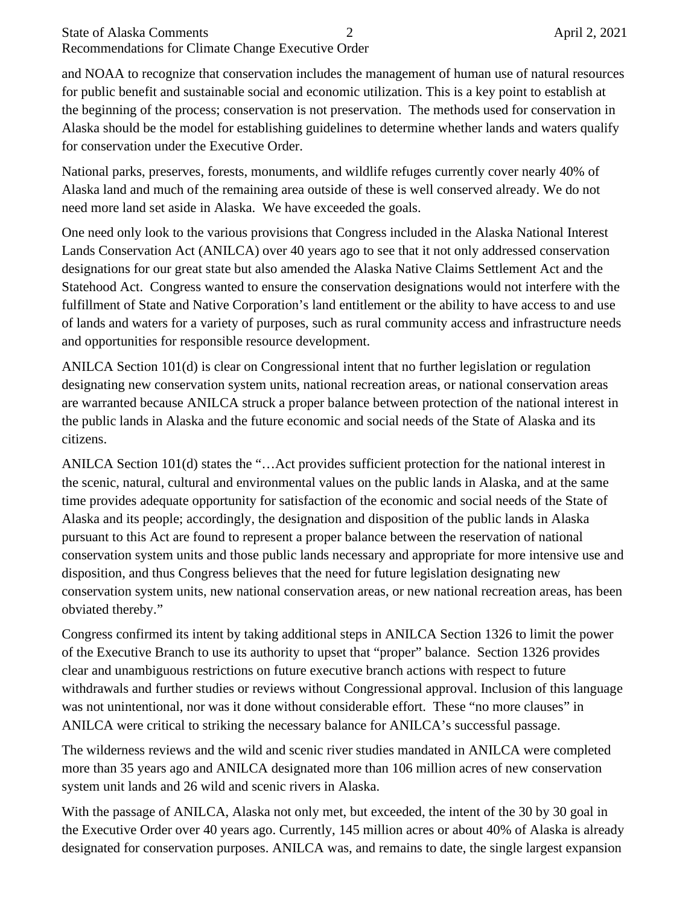and NOAA to recognize that conservation includes the management of human use of natural resources for public benefit and sustainable social and economic utilization. This is a key point to establish at the beginning of the process; conservation is not preservation. The methods used for conservation in Alaska should be the model for establishing guidelines to determine whether lands and waters qualify for conservation under the Executive Order.

National parks, preserves, forests, monuments, and wildlife refuges currently cover nearly 40% of Alaska land and much of the remaining area outside of these is well conserved already. We do not need more land set aside in Alaska. We have exceeded the goals.

One need only look to the various provisions that Congress included in the Alaska National Interest Lands Conservation Act (ANILCA) over 40 years ago to see that it not only addressed conservation designations for our great state but also amended the Alaska Native Claims Settlement Act and the Statehood Act. Congress wanted to ensure the conservation designations would not interfere with the fulfillment of State and Native Corporation's land entitlement or the ability to have access to and use of lands and waters for a variety of purposes, such as rural community access and infrastructure needs and opportunities for responsible resource development.

ANILCA Section 101(d) is clear on Congressional intent that no further legislation or regulation designating new conservation system units, national recreation areas, or national conservation areas are warranted because ANILCA struck a proper balance between protection of the national interest in the public lands in Alaska and the future economic and social needs of the State of Alaska and its citizens.

ANILCA Section 101(d) states the "…Act provides sufficient protection for the national interest in the scenic, natural, cultural and environmental values on the public lands in Alaska, and at the same time provides adequate opportunity for satisfaction of the economic and social needs of the State of Alaska and its people; accordingly, the designation and disposition of the public lands in Alaska pursuant to this Act are found to represent a proper balance between the reservation of national conservation system units and those public lands necessary and appropriate for more intensive use and disposition, and thus Congress believes that the need for future legislation designating new conservation system units, new national conservation areas, or new national recreation areas, has been obviated thereby."

Congress confirmed its intent by taking additional steps in ANILCA Section 1326 to limit the power of the Executive Branch to use its authority to upset that "proper" balance. Section 1326 provides clear and unambiguous restrictions on future executive branch actions with respect to future withdrawals and further studies or reviews without Congressional approval. Inclusion of this language was not unintentional, nor was it done without considerable effort. These "no more clauses" in ANILCA were critical to striking the necessary balance for ANILCA's successful passage.

The wilderness reviews and the wild and scenic river studies mandated in ANILCA were completed more than 35 years ago and ANILCA designated more than 106 million acres of new conservation system unit lands and 26 wild and scenic rivers in Alaska.

With the passage of ANILCA, Alaska not only met, but exceeded, the intent of the 30 by 30 goal in the Executive Order over 40 years ago. Currently, 145 million acres or about 40% of Alaska is already designated for conservation purposes. ANILCA was, and remains to date, the single largest expansion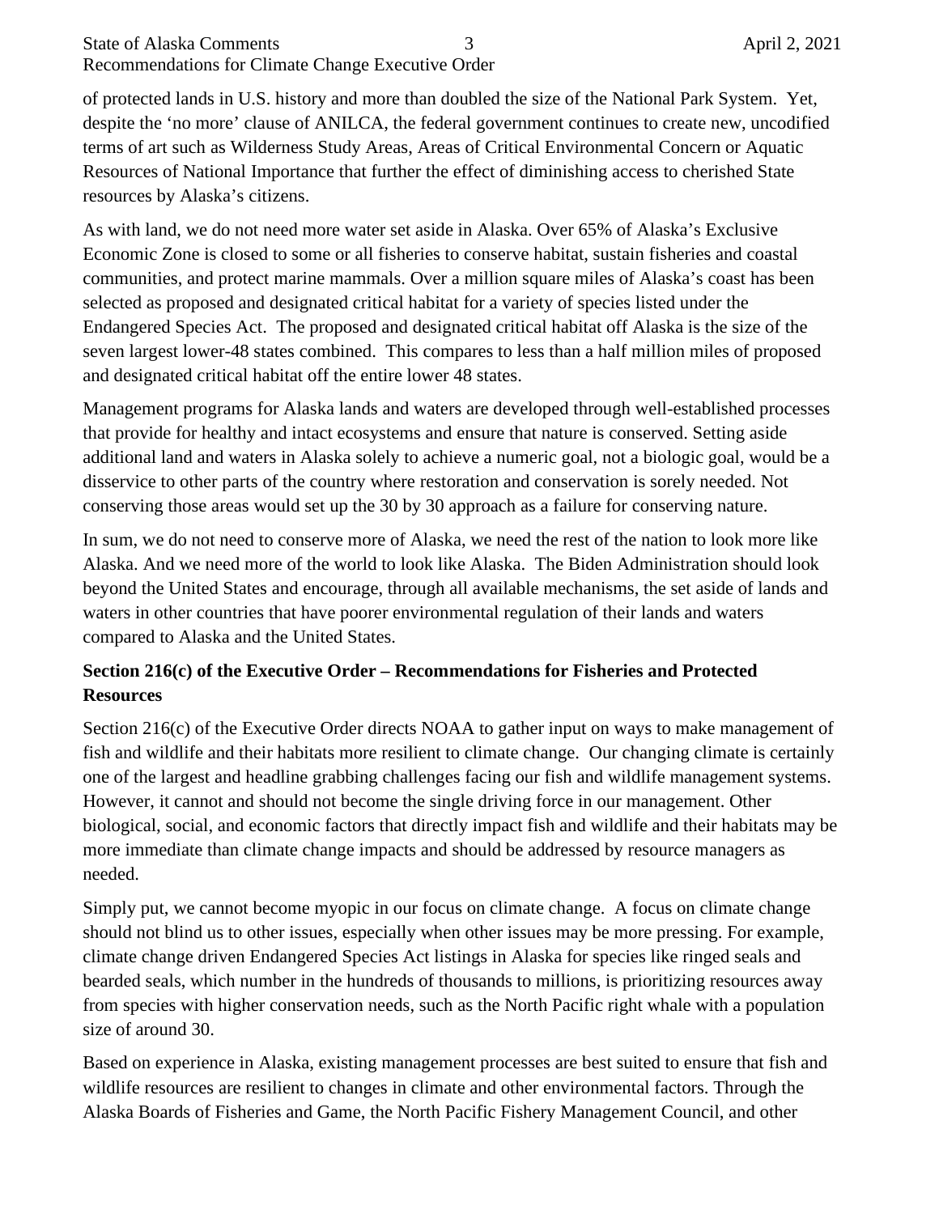of protected lands in U.S. history and more than doubled the size of the National Park System. Yet, despite the 'no more' clause of ANILCA, the federal government continues to create new, uncodified terms of art such as Wilderness Study Areas, Areas of Critical Environmental Concern or Aquatic Resources of National Importance that further the effect of diminishing access to cherished State resources by Alaska's citizens.

As with land, we do not need more water set aside in Alaska. Over 65% of Alaska's Exclusive Economic Zone is closed to some or all fisheries to conserve habitat, sustain fisheries and coastal communities, and protect marine mammals. Over a million square miles of Alaska's coast has been selected as proposed and designated critical habitat for a variety of species listed under the Endangered Species Act. The proposed and designated critical habitat off Alaska is the size of the seven largest lower-48 states combined. This compares to less than a half million miles of proposed and designated critical habitat off the entire lower 48 states.

Management programs for Alaska lands and waters are developed through well-established processes that provide for healthy and intact ecosystems and ensure that nature is conserved. Setting aside additional land and waters in Alaska solely to achieve a numeric goal, not a biologic goal, would be a disservice to other parts of the country where restoration and conservation is sorely needed. Not conserving those areas would set up the 30 by 30 approach as a failure for conserving nature.

In sum, we do not need to conserve more of Alaska, we need the rest of the nation to look more like Alaska. And we need more of the world to look like Alaska. The Biden Administration should look beyond the United States and encourage, through all available mechanisms, the set aside of lands and waters in other countries that have poorer environmental regulation of their lands and waters compared to Alaska and the United States.

**Section 216(c) of the Executive Order – Recommendations for Fisheries and Protected Resources**

Section 216(c) of the Executive Order directs NOAA to gather input on ways to make management of fish and wildlife and their habitats more resilient to climate change. Our changing climate is certainly one of the largest and headline grabbing challenges facing our fish and wildlife management systems. However, it cannot and should not become the single driving force in our management. Other biological, social, and economic factors that directly impact fish and wildlife and their habitats may be more immediate than climate change impacts and should be addressed by resource managers as needed.

Simply put, we cannot become myopic in our focus on climate change. A focus on climate change should not blind us to other issues, especially when other issues may be more pressing. For example, climate change driven Endangered Species Act listings in Alaska for species like ringed seals and bearded seals, which number in the hundreds of thousands to millions, is prioritizing resources away from species with higher conservation needs, such as the North Pacific right whale with a population size of around 30.

Based on experience in Alaska, existing management processes are best suited to ensure that fish and wildlife resources are resilient to changes in climate and other environmental factors. Through the Alaska Boards of Fisheries and Game, the North Pacific Fishery Management Council, and other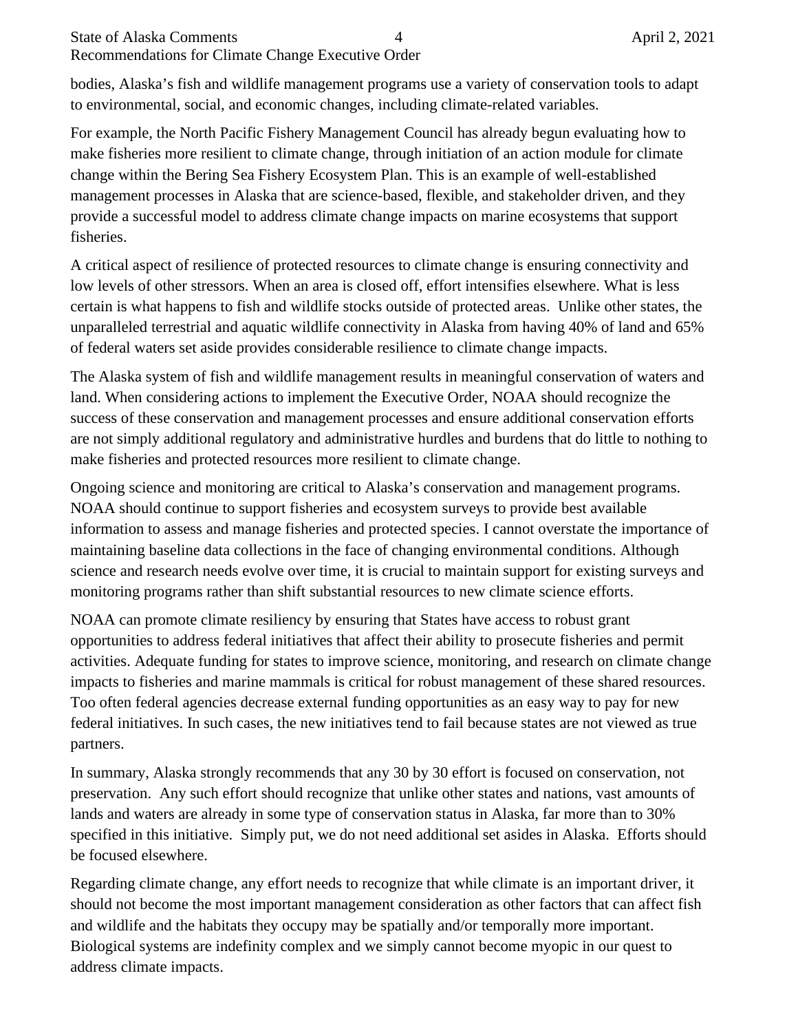bodies, Alaska's fish and wildlife management programs use a variety of conservation tools to adapt to environmental, social, and economic changes, including climate-related variables.

For example, the North Pacific Fishery Management Council has already begun evaluating how to make fisheries more resilient to climate change, through initiation of an action module for climate change within the Bering Sea Fishery Ecosystem Plan. This is an example of well-established management processes in Alaska that are science-based, flexible, and stakeholder driven, and they provide a successful model to address climate change impacts on marine ecosystems that support fisheries.

A critical aspect of resilience of protected resources to climate change is ensuring connectivity and low levels of other stressors. When an area is closed off, effort intensifies elsewhere. What is less certain is what happens to fish and wildlife stocks outside of protected areas. Unlike other states, the unparalleled terrestrial and aquatic wildlife connectivity in Alaska from having 40% of land and 65% of federal waters set aside provides considerable resilience to climate change impacts.

The Alaska system of fish and wildlife management results in meaningful conservation of waters and land. When considering actions to implement the Executive Order, NOAA should recognize the success of these conservation and management processes and ensure additional conservation efforts are not simply additional regulatory and administrative hurdles and burdens that do little to nothing to make fisheries and protected resources more resilient to climate change.

Ongoing science and monitoring are critical to Alaska's conservation and management programs. NOAA should continue to support fisheries and ecosystem surveys to provide best available information to assess and manage fisheries and protected species. I cannot overstate the importance of maintaining baseline data collections in the face of changing environmental conditions. Although science and research needs evolve over time, it is crucial to maintain support for existing surveys and monitoring programs rather than shift substantial resources to new climate science efforts.

NOAA can promote climate resiliency by ensuring that States have access to robust grant opportunities to address federal initiatives that affect their ability to prosecute fisheries and permit activities. Adequate funding for states to improve science, monitoring, and research on climate change impacts to fisheries and marine mammals is critical for robust management of these shared resources. Too often federal agencies decrease external funding opportunities as an easy way to pay for new federal initiatives. In such cases, the new initiatives tend to fail because states are not viewed as true partners.

In summary, Alaska strongly recommends that any 30 by 30 effort is focused on conservation, not preservation. Any such effort should recognize that unlike other states and nations, vast amounts of lands and waters are already in some type of conservation status in Alaska, far more than to 30% specified in this initiative. Simply put, we do not need additional set asides in Alaska. Efforts should be focused elsewhere.

Regarding climate change, any effort needs to recognize that while climate is an important driver, it should not become the most important management consideration as other factors that can affect fish and wildlife and the habitats they occupy may be spatially and/or temporally more important. Biological systems are indefinity complex and we simply cannot become myopic in our quest to address climate impacts.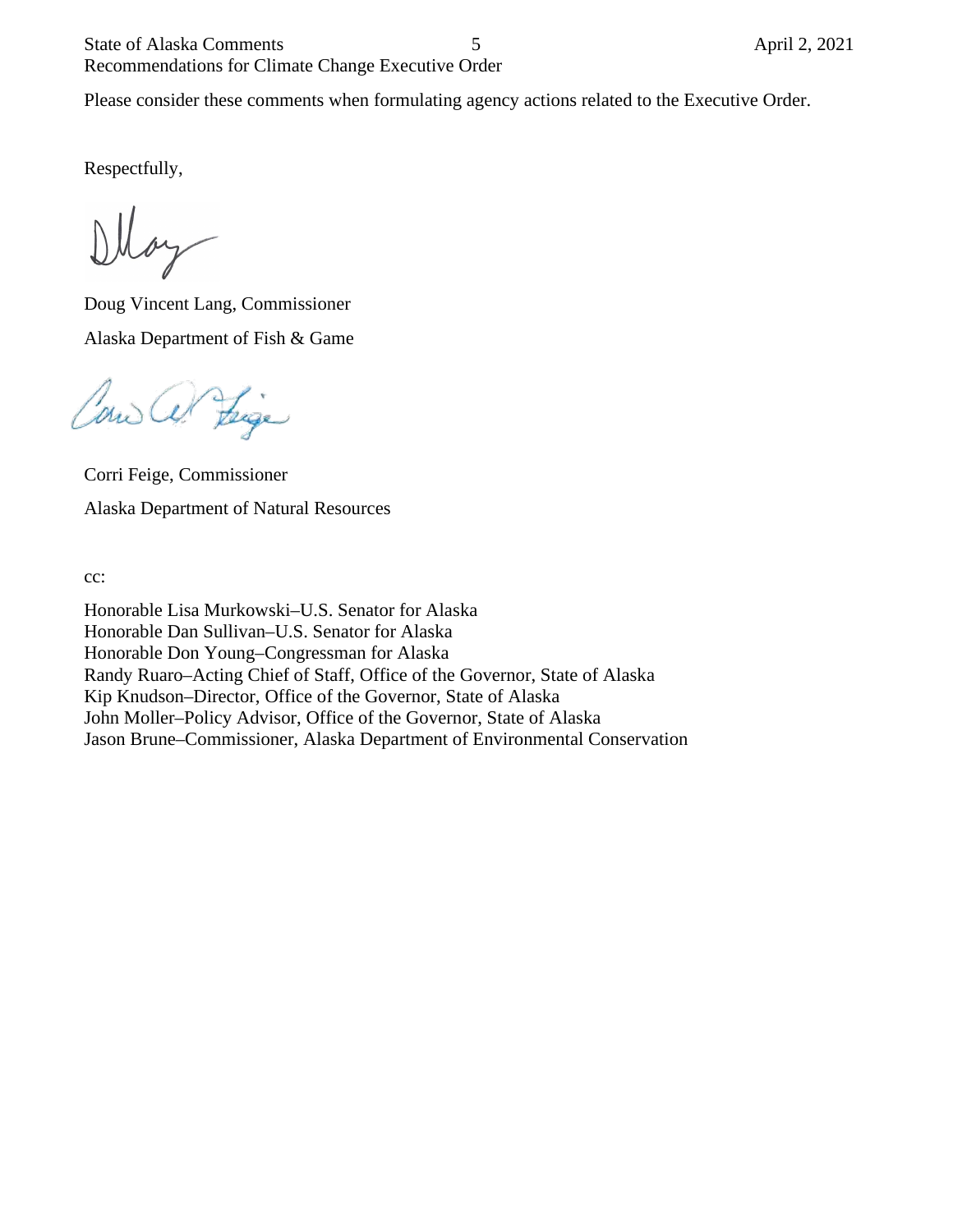Please consider these comments when formulating agency actions related to the Executive Order.

Respectfully,

Doug Vincent Lang, Commissioner

Alaska Department of Fish & Game

Corri Feige, Commissioner

Alaska Department of Natural Resources

cc:

Honorable Lisa Murkowski–U.S. Senator for Alaska
Honorable Dan Sullivan–U.S. Senator for Alaska
Honorable Don Young–Congressman for Alaska
Randy Ruaro–Acting Chief of Staff, Office of the Governor, State of Alaska
Kip Knudson–Director, Office of the Governor, State of Alaska
John Moller–Policy Advisor, Office of the Governor, State of Alaska
Jason Brune–Commissioner, Alaska Department of Environmental Conservation